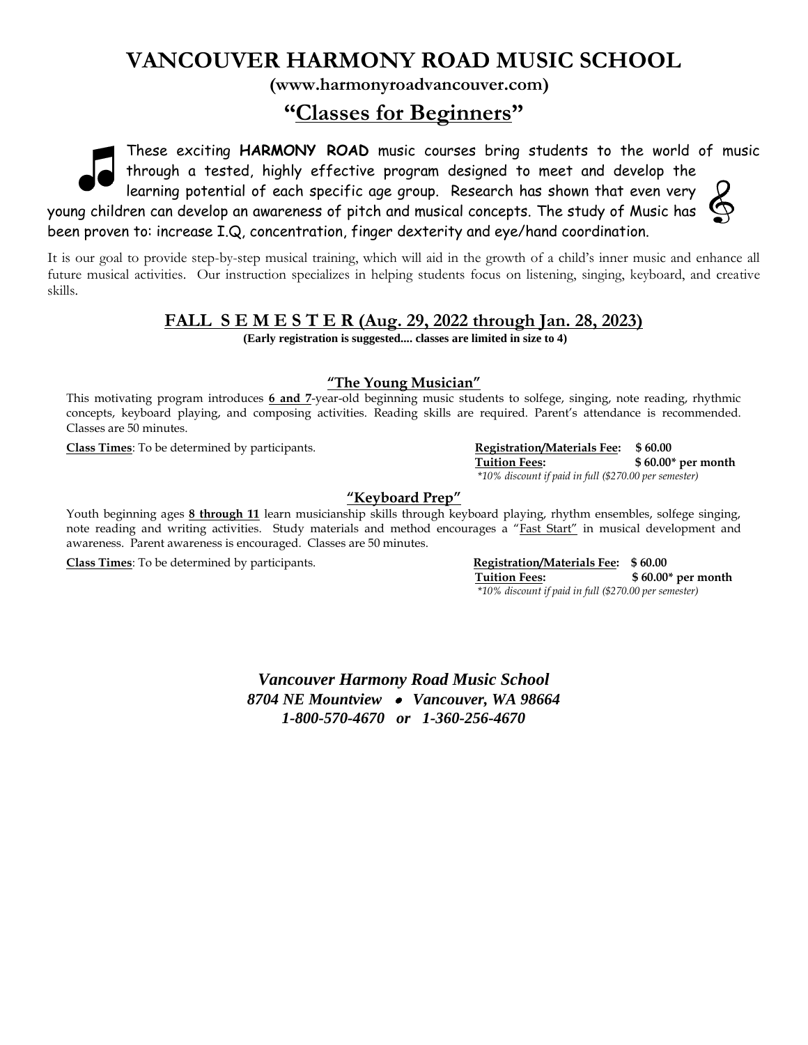# VANCOUVER HARMONY ROAD MUSIC SCHOOL

**(www.harmonyroadvancouver.com)**

## "Classes for Beginners"

These exciting **HARMONY ROAD** music courses bring students to the world of music through a tested, highly effective program designed to meet and develop the learning potential of each specific age group. Research has shown that even very young children can develop an awareness of pitch and musical concepts. The study of Music has been proven to: increase I.Q, concentration, finger dexterity and eye/hand coordination.

It is our goal to provide step-by-step musical training, which will aid in the growth of a child's inner music and enhance all future musical activities. Our instruction specializes in helping students focus on listening, singing, keyboard, and creative skills.

### FALL S E M E S T E R (Aug. 29, 2022 through Jan. 28, 2023)

**(Early registration is suggested.... classes are limited in size to 4)**

### "The Young Musician"

This motivating program introduces **6 and 7**-year-old beginning music students to solfege, singing, note reading, rhythmic concepts, keyboard playing, and composing activities. Reading skills are required. Parent's attendance is recommended. Classes are 50 minutes.

**Class Times**: To be determined by participants.

**Registration/Materials Fee:** **$ 60.00**
**Tuition Fees:** **$ 60.00\* per month**
*\*10% discount if paid in full ($270.00 per semester)*

### "Keyboard Prep"

Youth beginning ages **8 through 11** learn musicianship skills through keyboard playing, rhythm ensembles, solfege singing, note reading and writing activities. Study materials and method encourages a "Fast Start" in musical development and awareness. Parent awareness is encouraged. Classes are 50 minutes.

**Class Times**: To be determined by participants.

**Registration/Materials Fee:** **$ 60.00**
**Tuition Fees:** **$ 60.00\* per month**
*\*10% discount if paid in full ($270.00 per semester)*

***Vancouver Harmony Road Music School***
***8704 NE Mountview • Vancouver, WA 98664***
***1-800-570-4670 or 1-360-256-4670***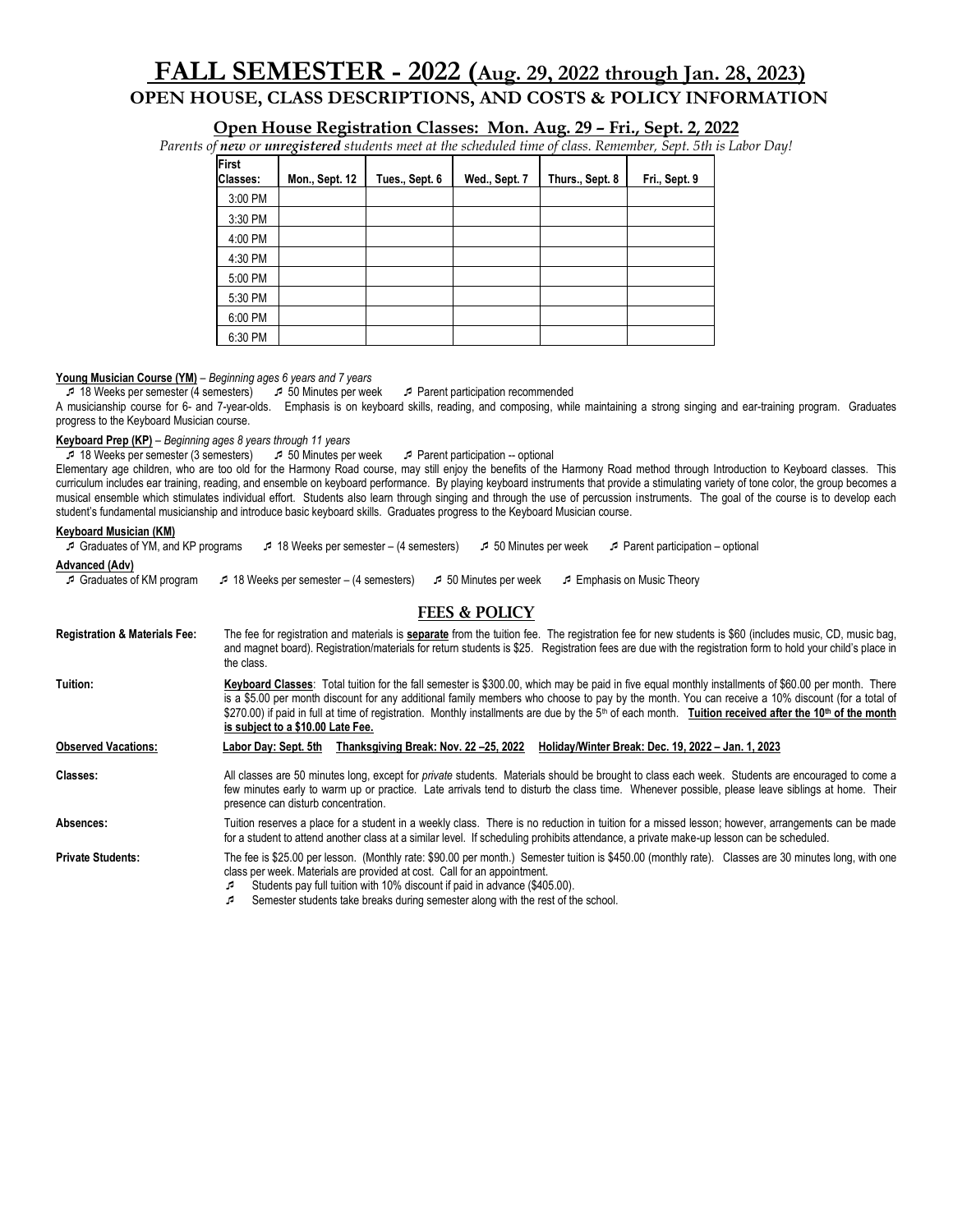# FALL SEMESTER - 2022 (Aug. 29, 2022 through Jan. 28, 2023)

## OPEN HOUSE, CLASS DESCRIPTIONS, AND COSTS & POLICY INFORMATION

### Open House Registration Classes: Mon. Aug. 29 – Fri., Sept. 2, 2022

*Parents of **new** or **unregistered** students meet at the scheduled time of class. Remember, Sept. 5th is Labor Day!*

| First Classes: | Mon., Sept. 12 | Tues., Sept. 6 | Wed., Sept. 7 | Thurs., Sept. 8 | Fri., Sept. 9 |
|---|---|---|---|---|---|
| 3:00 PM | | | | | |
| 3:30 PM | | | | | |
| 4:00 PM | | | | | |
| 4:30 PM | | | | | |
| 5:00 PM | | | | | |
| 5:30 PM | | | | | |
| 6:00 PM | | | | | |
| 6:30 PM | | | | | |

**Young Musician Course (YM)** – *Beginning ages 6 years and 7 years*

♬ 18 Weeks per semester (4 semesters) ♬ 50 Minutes per week ♬ Parent participation recommended

A musicianship course for 6- and 7-year-olds. Emphasis is on keyboard skills, reading, and composing, while maintaining a strong singing and ear-training program. Graduates progress to the Keyboard Musician course.

**Keyboard Prep (KP)** – *Beginning ages 8 years through 11 years*

♬ 18 Weeks per semester (3 semesters) ♬ 50 Minutes per week ♬ Parent participation -- optional

Elementary age children, who are too old for the Harmony Road course, may still enjoy the benefits of the Harmony Road method through Introduction to Keyboard classes. This curriculum includes ear training, reading, and ensemble on keyboard performance. By playing keyboard instruments that provide a stimulating variety of tone color, the group becomes a musical ensemble which stimulates individual effort. Students also learn through singing and through the use of percussion instruments. The goal of the course is to develop each student's fundamental musicianship and introduce basic keyboard skills. Graduates progress to the Keyboard Musician course.

**Keyboard Musician (KM)**

♬ Graduates of YM, and KP programs ♬ 18 Weeks per semester – (4 semesters) ♬ 50 Minutes per week ♬ Parent participation – optional

**Advanced (Adv)**

♬ Graduates of KM program ♬ 18 Weeks per semester – (4 semesters) ♬ 50 Minutes per week ♬ Emphasis on Music Theory

## FEES & POLICY

**Registration & Materials Fee:** The fee for registration and materials is **separate** from the tuition fee. The registration fee for new students is $60 (includes music, CD, music bag, and magnet board). Registration/materials for return students is $25. Registration fees are due with the registration form to hold your child's place in the class.

**Tuition:** **Keyboard Classes**: Total tuition for the fall semester is $300.00, which may be paid in five equal monthly installments of $60.00 per month. There is a $5.00 per month discount for any additional family members who choose to pay by the month. You can receive a 10% discount (for a total of $270.00) if paid in full at time of registration. Monthly installments are due by the 5th of each month. **Tuition received after the 10th of the month is subject to a $10.00 Late Fee.**

**Observed Vacations:** **Labor Day: Sept. 5th** **Thanksgiving Break: Nov. 22 –25, 2022** **Holiday/Winter Break: Dec. 19, 2022 – Jan. 1, 2023**

**Classes:** All classes are 50 minutes long, except for *private* students. Materials should be brought to class each week. Students are encouraged to come a few minutes early to warm up or practice. Late arrivals tend to disturb the class time. Whenever possible, please leave siblings at home. Their presence can disturb concentration.

**Absences:** Tuition reserves a place for a student in a weekly class. There is no reduction in tuition for a missed lesson; however, arrangements can be made for a student to attend another class at a similar level. If scheduling prohibits attendance, a private make-up lesson can be scheduled.

**Private Students:** The fee is $25.00 per lesson. (Monthly rate: $90.00 per month.) Semester tuition is $450.00 (monthly rate). Classes are 30 minutes long, with one class per week. Materials are provided at cost. Call for an appointment.

- ♬ Students pay full tuition with 10% discount if paid in advance ($405.00).
- ♬ Semester students take breaks during semester along with the rest of the school.